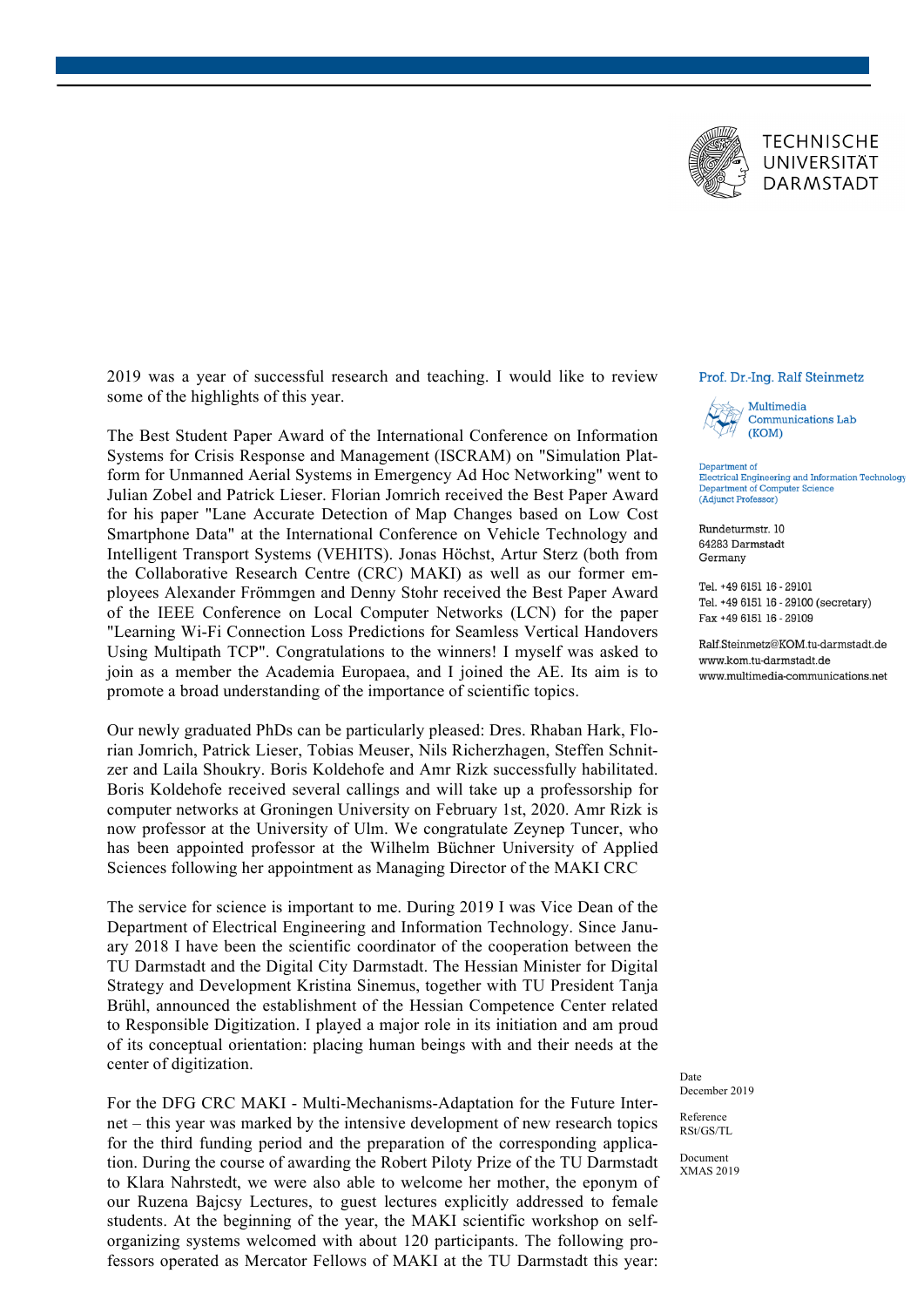TECHNISCHE UNIVERSITÄT DARMSTADT

Prof. Dr.-Ing. Ralf Steinmetz

Multimedia Communications Lab (KOM)

Department of Electrical Engineering and Information Technology
Department of Computer Science
(Adjunct Professor)

Rundeturmstr. 10
64283 Darmstadt
Germany

Tel. +49 6151 16 - 29101
Tel. +49 6151 16 - 29100 (secretary)
Fax +49 6151 16 - 29109

Ralf.Steinmetz@KOM.tu-darmstadt.de
www.kom.tu-darmstadt.de
www.multimedia-communications.net

Date
December 2019

Reference
RSt/GS/TL

Document
XMAS 2019

2019 was a year of successful research and teaching. I would like to review some of the highlights of this year.

The Best Student Paper Award of the International Conference on Information Systems for Crisis Response and Management (ISCRAM) on "Simulation Platform for Unmanned Aerial Systems in Emergency Ad Hoc Networking" went to Julian Zobel and Patrick Lieser. Florian Jomrich received the Best Paper Award for his paper "Lane Accurate Detection of Map Changes based on Low Cost Smartphone Data" at the International Conference on Vehicle Technology and Intelligent Transport Systems (VEHITS). Jonas Höchst, Artur Sterz (both from the Collaborative Research Centre (CRC) MAKI) as well as our former employees Alexander Frömmgen and Denny Stohr received the Best Paper Award of the IEEE Conference on Local Computer Networks (LCN) for the paper "Learning Wi-Fi Connection Loss Predictions for Seamless Vertical Handovers Using Multipath TCP". Congratulations to the winners! I myself was asked to join as a member the Academia Europaea, and I joined the AE. Its aim is to promote a broad understanding of the importance of scientific topics.

Our newly graduated PhDs can be particularly pleased: Dres. Rhaban Hark, Florian Jomrich, Patrick Lieser, Tobias Meuser, Nils Richerzhagen, Steffen Schnitzer and Laila Shoukry. Boris Koldehofe and Amr Rizk successfully habilitated. Boris Koldehofe received several callings and will take up a professorship for computer networks at Groningen University on February 1st, 2020. Amr Rizk is now professor at the University of Ulm. We congratulate Zeynep Tuncer, who has been appointed professor at the Wilhelm Büchner University of Applied Sciences following her appointment as Managing Director of the MAKI CRC

The service for science is important to me. During 2019 I was Vice Dean of the Department of Electrical Engineering and Information Technology. Since January 2018 I have been the scientific coordinator of the cooperation between the TU Darmstadt and the Digital City Darmstadt. The Hessian Minister for Digital Strategy and Development Kristina Sinemus, together with TU President Tanja Brühl, announced the establishment of the Hessian Competence Center related to Responsible Digitization. I played a major role in its initiation and am proud of its conceptual orientation: placing human beings with and their needs at the center of digitization.

For the DFG CRC MAKI - Multi-Mechanisms-Adaptation for the Future Internet – this year was marked by the intensive development of new research topics for the third funding period and the preparation of the corresponding application. During the course of awarding the Robert Piloty Prize of the TU Darmstadt to Klara Nahrstedt, we were also able to welcome her mother, the eponym of our Ruzena Bajcsy Lectures, to guest lectures explicitly addressed to female students. At the beginning of the year, the MAKI scientific workshop on self-organizing systems welcomed with about 120 participants. The following professors operated as Mercator Fellows of MAKI at the TU Darmstadt this year: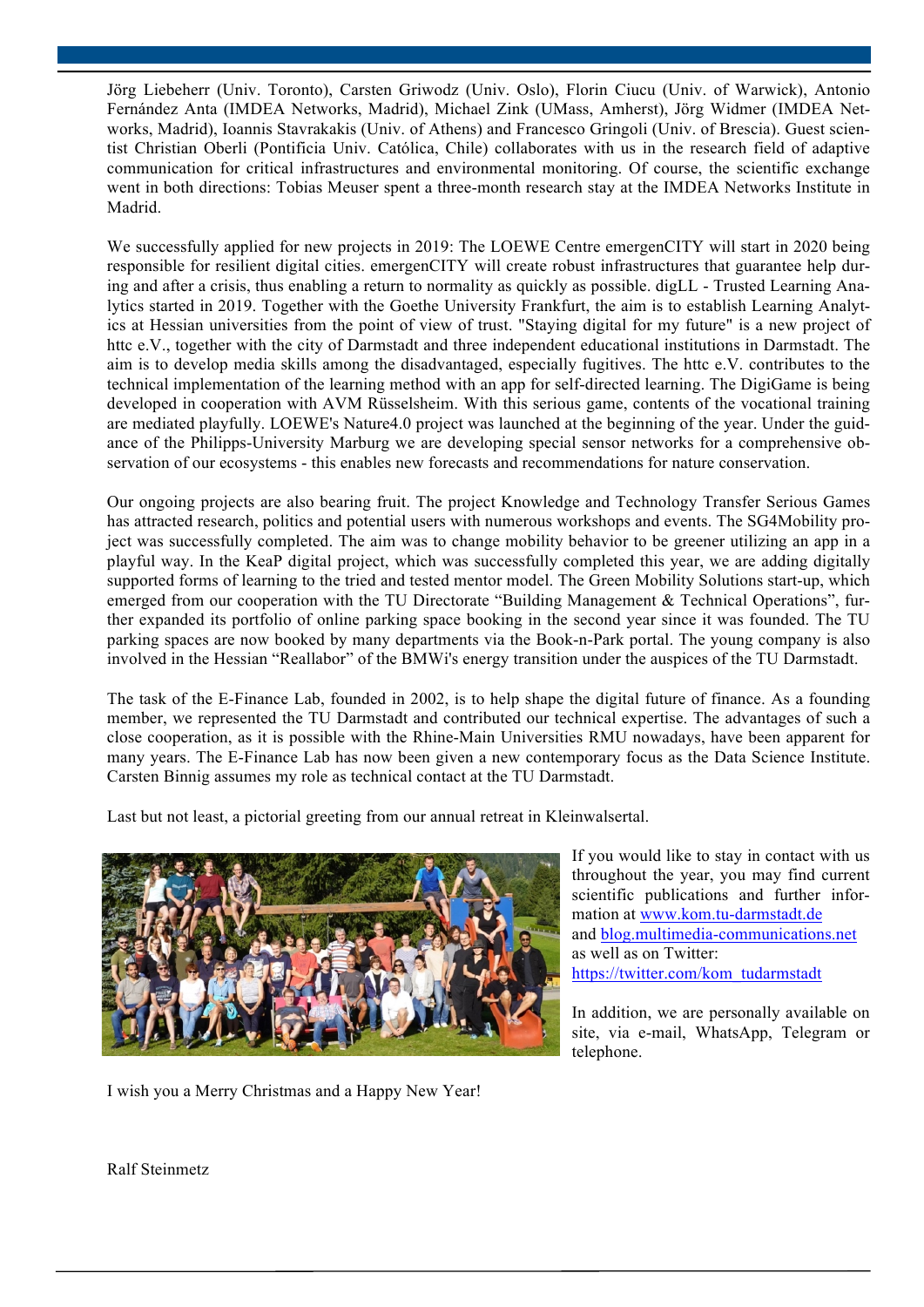Jörg Liebeherr (Univ. Toronto), Carsten Griwodz (Univ. Oslo), Florin Ciucu (Univ. of Warwick), Antonio Fernández Anta (IMDEA Networks, Madrid), Michael Zink (UMass, Amherst), Jörg Widmer (IMDEA Networks, Madrid), Ioannis Stavrakakis (Univ. of Athens) and Francesco Gringoli (Univ. of Brescia). Guest scientist Christian Oberli (Pontificia Univ. Católica, Chile) collaborates with us in the research field of adaptive communication for critical infrastructures and environmental monitoring. Of course, the scientific exchange went in both directions: Tobias Meuser spent a three-month research stay at the IMDEA Networks Institute in Madrid.

We successfully applied for new projects in 2019: The LOEWE Centre emergenCITY will start in 2020 being responsible for resilient digital cities. emergenCITY will create robust infrastructures that guarantee help during and after a crisis, thus enabling a return to normality as quickly as possible. digLL - Trusted Learning Analytics started in 2019. Together with the Goethe University Frankfurt, the aim is to establish Learning Analytics at Hessian universities from the point of view of trust. "Staying digital for my future" is a new project of httc e.V., together with the city of Darmstadt and three independent educational institutions in Darmstadt. The aim is to develop media skills among the disadvantaged, especially fugitives. The httc e.V. contributes to the technical implementation of the learning method with an app for self-directed learning. The DigiGame is being developed in cooperation with AVM Rüsselsheim. With this serious game, contents of the vocational training are mediated playfully. LOEWE's Nature4.0 project was launched at the beginning of the year. Under the guidance of the Philipps-University Marburg we are developing special sensor networks for a comprehensive observation of our ecosystems - this enables new forecasts and recommendations for nature conservation.

Our ongoing projects are also bearing fruit. The project Knowledge and Technology Transfer Serious Games has attracted research, politics and potential users with numerous workshops and events. The SG4Mobility project was successfully completed. The aim was to change mobility behavior to be greener utilizing an app in a playful way. In the KeaP digital project, which was successfully completed this year, we are adding digitally supported forms of learning to the tried and tested mentor model. The Green Mobility Solutions start-up, which emerged from our cooperation with the TU Directorate "Building Management & Technical Operations", further expanded its portfolio of online parking space booking in the second year since it was founded. The TU parking spaces are now booked by many departments via the Book-n-Park portal. The young company is also involved in the Hessian "Reallabor" of the BMWi's energy transition under the auspices of the TU Darmstadt.

The task of the E-Finance Lab, founded in 2002, is to help shape the digital future of finance. As a founding member, we represented the TU Darmstadt and contributed our technical expertise. The advantages of such a close cooperation, as it is possible with the Rhine-Main Universities RMU nowadays, have been apparent for many years. The E-Finance Lab has now been given a new contemporary focus as the Data Science Institute. Carsten Binnig assumes my role as technical contact at the TU Darmstadt.

Last but not least, a pictorial greeting from our annual retreat in Kleinwalsertal.

If you would like to stay in contact with us throughout the year, you may find current scientific publications and further information at [www.kom.tu-darmstadt.de](http://www.kom.tu-darmstadt.de) and [blog.multimedia-communications.net](http://blog.multimedia-communications.net) as well as on Twitter: [https://twitter.com/kom_tudarmstadt](https://twitter.com/kom_tudarmstadt)

In addition, we are personally available on site, via e-mail, WhatsApp, Telegram or telephone.

I wish you a Merry Christmas and a Happy New Year!

Ralf Steinmetz